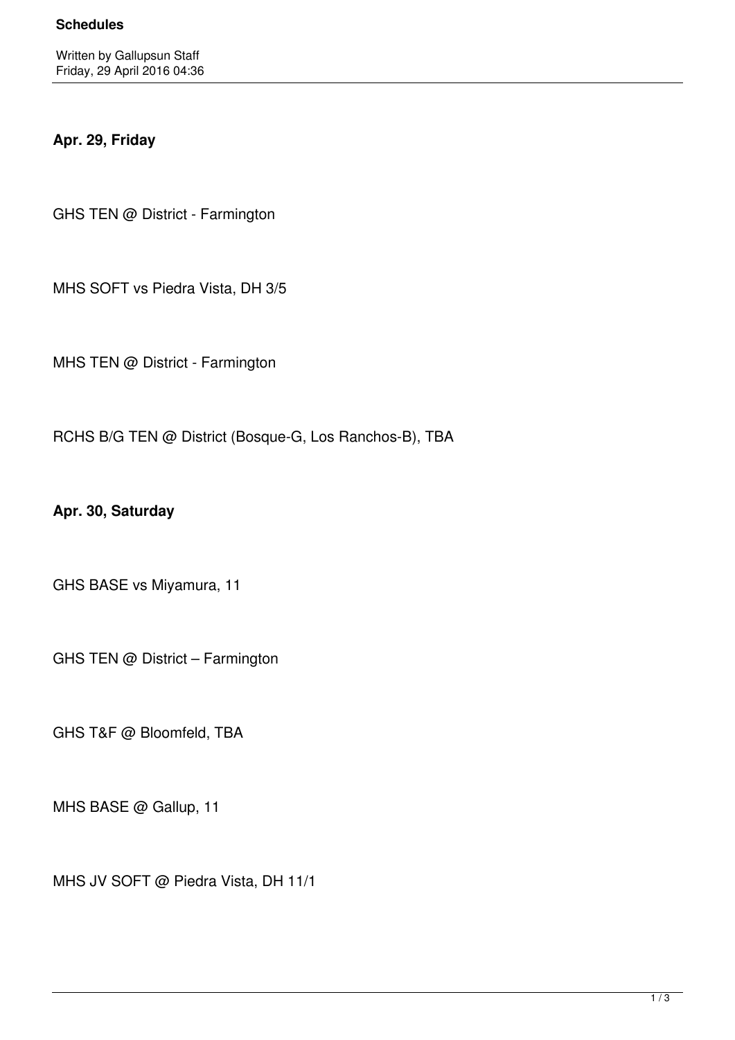# Schedules

Written by Gallupsun Staff
Friday, 29 April 2016 04:36

**Apr. 29, Friday**

GHS TEN @ District - Farmington

MHS SOFT vs Piedra Vista, DH 3/5

MHS TEN @ District - Farmington

RCHS B/G TEN @ District (Bosque-G, Los Ranchos-B), TBA

**Apr. 30, Saturday**

GHS BASE vs Miyamura, 11

GHS TEN @ District – Farmington

GHS T&F @ Bloomfeld, TBA

MHS BASE @ Gallup, 11

MHS JV SOFT @ Piedra Vista, DH 11/1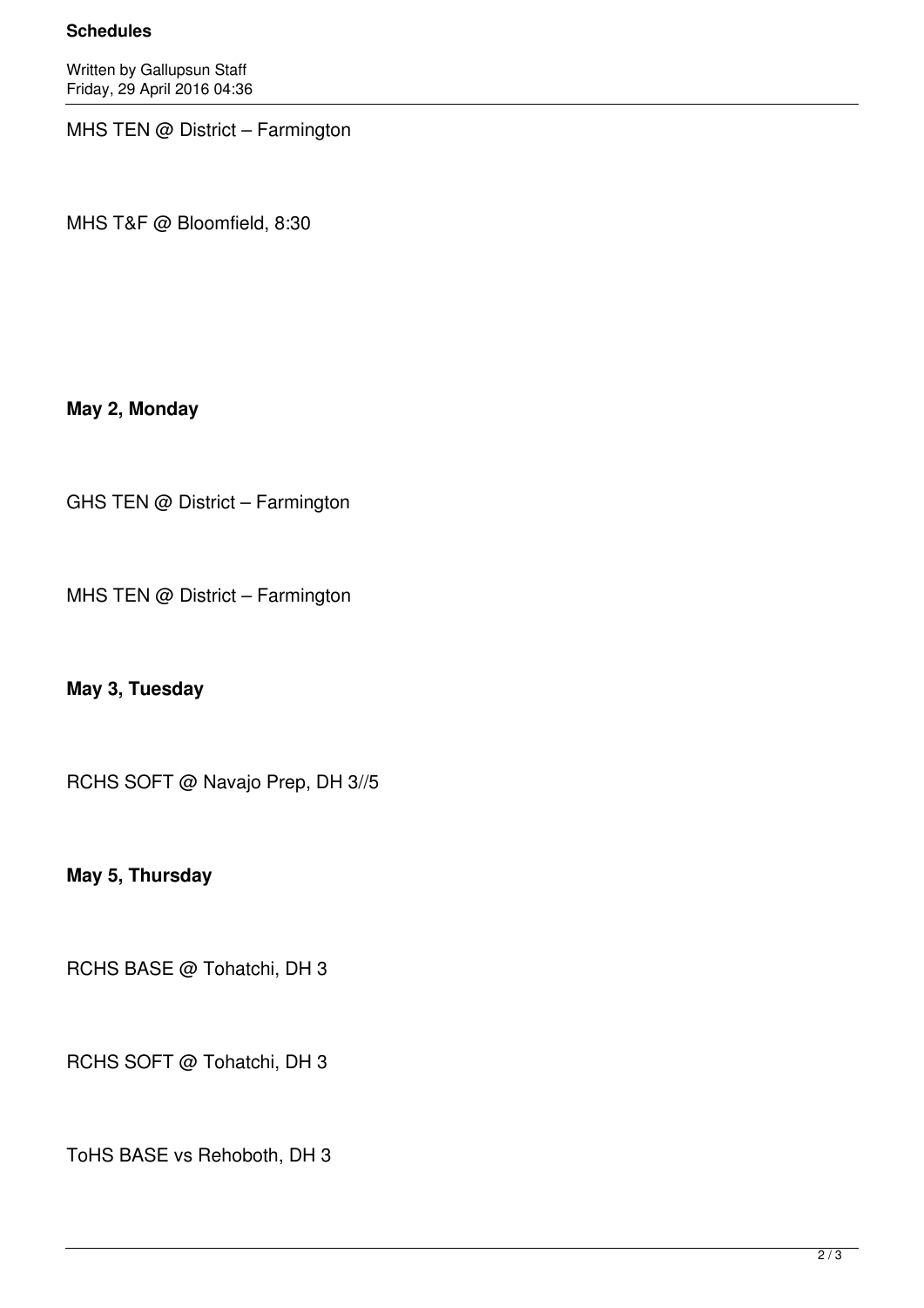MHS TEN @ District – Farmington

MHS T&F @ Bloomfield, 8:30

**May 2, Monday**

GHS TEN @ District – Farmington

MHS TEN @ District – Farmington

**May 3, Tuesday**

RCHS SOFT @ Navajo Prep, DH 3//5

**May 5, Thursday**

RCHS BASE @ Tohatchi, DH 3

RCHS SOFT @ Tohatchi, DH 3

ToHS BASE vs Rehoboth, DH 3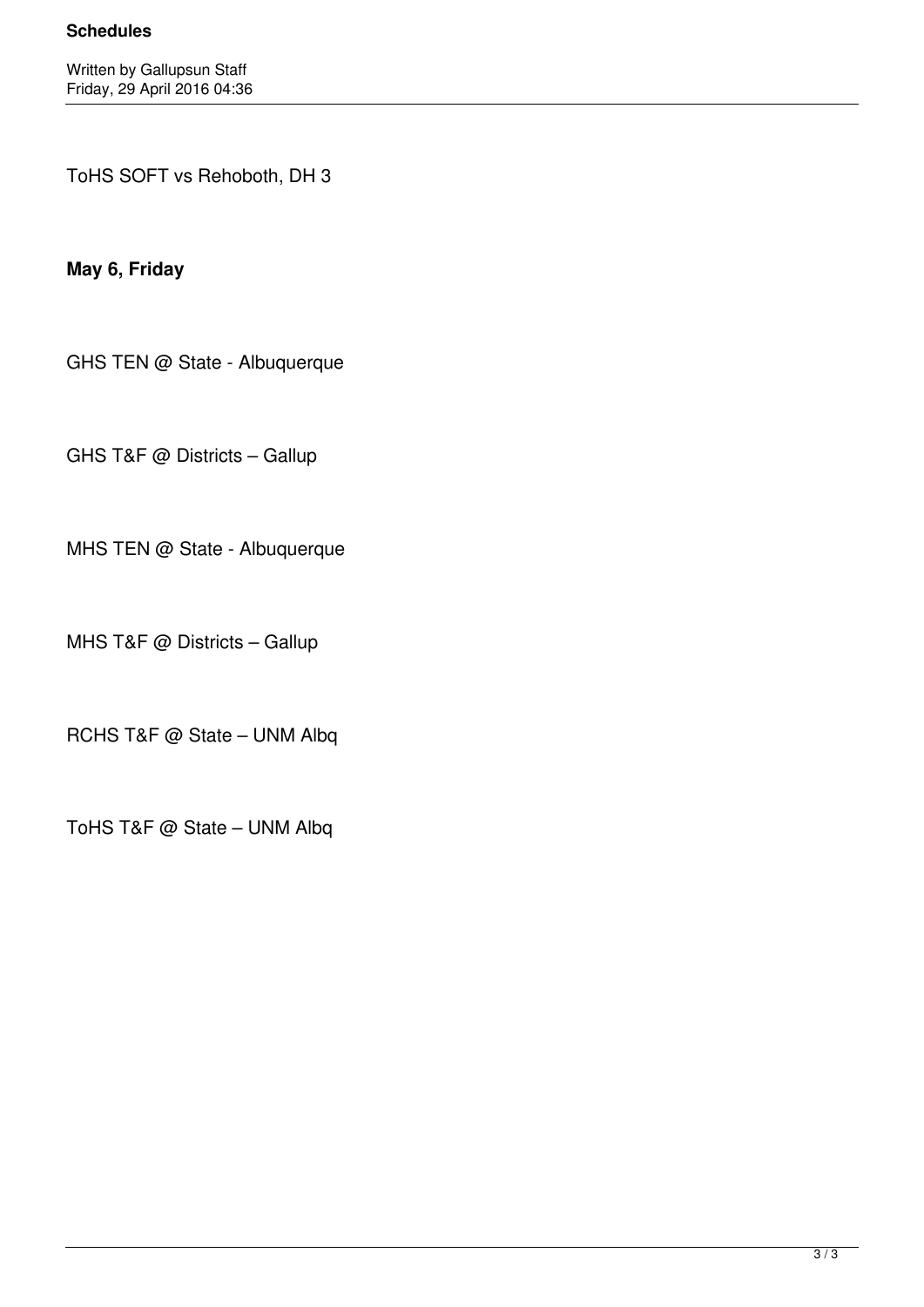ToHS SOFT vs Rehoboth, DH 3

**May 6, Friday**

GHS TEN @ State - Albuquerque

GHS T&F @ Districts – Gallup

MHS TEN @ State - Albuquerque

MHS T&F @ Districts – Gallup

RCHS T&F @ State – UNM Albq

ToHS T&F @ State – UNM Albq